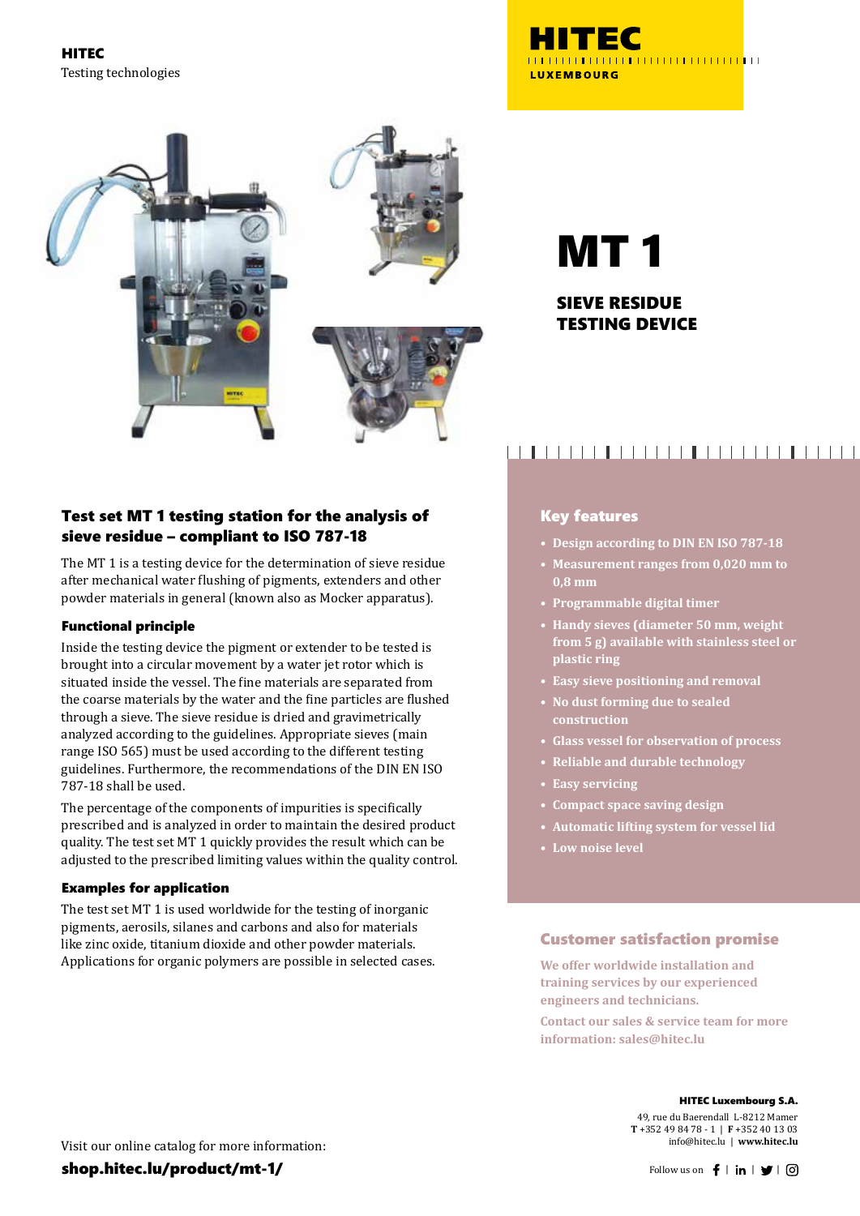**HITEC**
Testing technologies

HITEC
LUXEMBOURG

# MT 1

## SIEVE RESIDUE TESTING DEVICE

### Test set MT 1 testing station for the analysis of sieve residue – compliant to ISO 787-18

The MT 1 is a testing device for the determination of sieve residue after mechanical water flushing of pigments, extenders and other powder materials in general (known also as Mocker apparatus).

#### Functional principle

Inside the testing device the pigment or extender to be tested is brought into a circular movement by a water jet rotor which is situated inside the vessel. The fine materials are separated from the coarse materials by the water and the fine particles are flushed through a sieve. The sieve residue is dried and gravimetrically analyzed according to the guidelines. Appropriate sieves (main range ISO 565) must be used according to the different testing guidelines. Furthermore, the recommendations of the DIN EN ISO 787-18 shall be used.

The percentage of the components of impurities is specifically prescribed and is analyzed in order to maintain the desired product quality. The test set MT 1 quickly provides the result which can be adjusted to the prescribed limiting values within the quality control.

#### Examples for application

The test set MT 1 is used worldwide for the testing of inorganic pigments, aerosils, silanes and carbons and also for materials like zinc oxide, titanium dioxide and other powder materials. Applications for organic polymers are possible in selected cases.

### Key features

- Design according to DIN EN ISO 787-18
- Measurement ranges from 0,020 mm to 0,8 mm
- Programmable digital timer
- Handy sieves (diameter 50 mm, weight from 5 g) available with stainless steel or plastic ring
- Easy sieve positioning and removal
- No dust forming due to sealed construction
- Glass vessel for observation of process
- Reliable and durable technology
- Easy servicing
- Compact space saving design
- Automatic lifting system for vessel lid
- Low noise level

### Customer satisfaction promise

We offer worldwide installation and training services by our experienced engineers and technicians.

Contact our sales & service team for more information: sales@hitec.lu

**HITEC Luxembourg S.A.**
49, rue du Baerendall L-8212 Mamer
**T** +352 49 84 78 - 1 | **F** +352 40 13 03
info@hitec.lu | **www.hitec.lu**

Visit our online catalog for more information:
**shop.hitec.lu/product/mt-1/**

Follow us on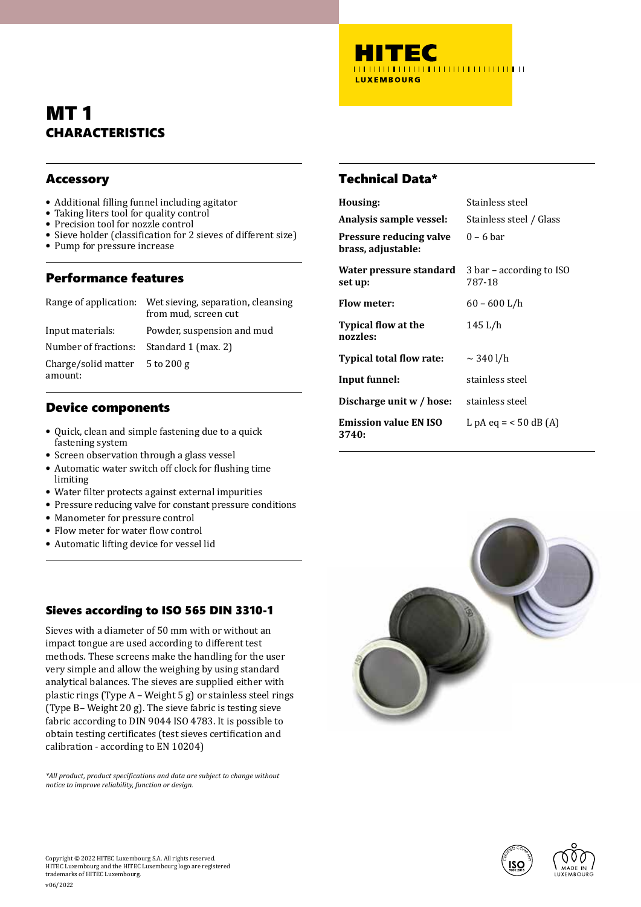# MT 1
## CHARACTERISTICS

### Accessory

- Additional filling funnel including agitator
- Taking liters tool for quality control
- Precision tool for nozzle control
- Sieve holder (classification for 2 sieves of different size)
- Pump for pressure increase

### Performance features

| | |
|---|---|
| Range of application: | Wet sieving, separation, cleansing from mud, screen cut |
| Input materials: | Powder, suspension and mud |
| Number of fractions: | Standard 1 (max. 2) |
| Charge/solid matter amount: | 5 to 200 g |

### Device components

- Quick, clean and simple fastening due to a quick fastening system
- Screen observation through a glass vessel
- Automatic water switch off clock for flushing time limiting
- Water filter protects against external impurities
- Pressure reducing valve for constant pressure conditions
- Manometer for pressure control
- Flow meter for water flow control
- Automatic lifting device for vessel lid

### Sieves according to ISO 565 DIN 3310-1

Sieves with a diameter of 50 mm with or without an impact tongue are used according to different test methods. These screens make the handling for the user very simple and allow the weighing by using standard analytical balances. The sieves are supplied either with plastic rings (Type A – Weight 5 g) or stainless steel rings (Type B– Weight 20 g). The sieve fabric is testing sieve fabric according to DIN 9044 ISO 4783. It is possible to obtain testing certificates (test sieves certification and calibration - according to EN 10204)

*\*All product, product specifications and data are subject to change without notice to improve reliability, function or design.*

### Technical Data*

| | |
|---|---|
| **Housing:** | Stainless steel |
| **Analysis sample vessel:** | Stainless steel / Glass |
| **Pressure reducing valve brass, adjustable:** | 0 – 6 bar |
| **Water pressure standard set up:** | 3 bar – according to ISO 787-18 |
| **Flow meter:** | 60 – 600 L/h |
| **Typical flow at the nozzles:** | 145 L/h |
| **Typical total flow rate:** | ~ 340 l/h |
| **Input funnel:** | stainless steel |
| **Discharge unit w / hose:** | stainless steel |
| **Emission value EN ISO 3740:** | L pA eq = < 50 dB (A) |

Copyright © 2022 HITEC Luxembourg S.A. All rights reserved.
HITEC Luxembourg and the HITEC Luxembourg logo are registered trademarks of HITEC Luxembourg.
v06/2022